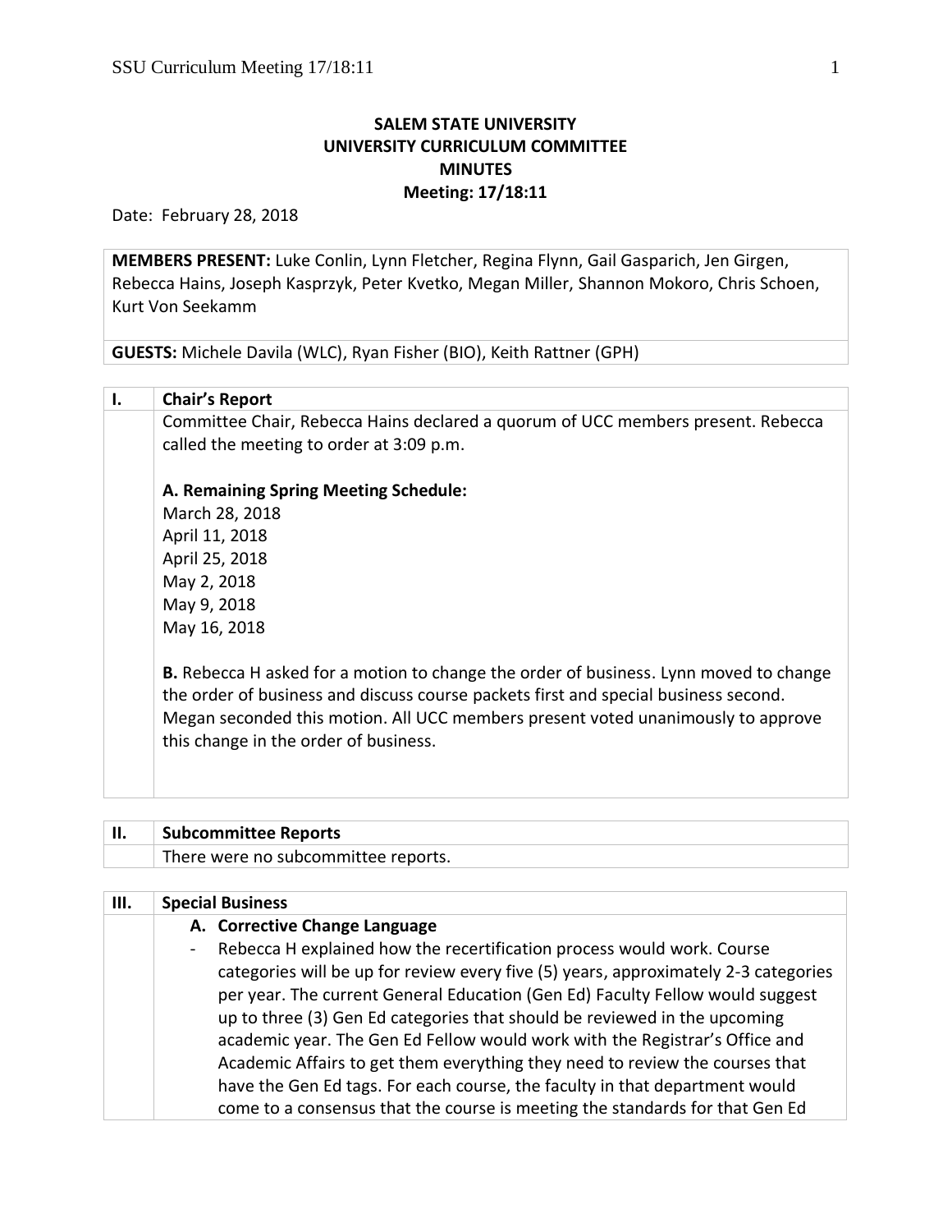**SALEM STATE UNIVERSITY**
**UNIVERSITY CURRICULUM COMMITTEE**
**MINUTES**
**Meeting: 17/18:11**

Date: February 28, 2018

**MEMBERS PRESENT:** Luke Conlin, Lynn Fletcher, Regina Flynn, Gail Gasparich, Jen Girgen, Rebecca Hains, Joseph Kasprzyk, Peter Kvetko, Megan Miller, Shannon Mokoro, Chris Schoen, Kurt Von Seekamm

**GUESTS:** Michele Davila (WLC), Ryan Fisher (BIO), Keith Rattner (GPH)

## I. Chair's Report

Committee Chair, Rebecca Hains declared a quorum of UCC members present. Rebecca called the meeting to order at 3:09 p.m.

**A. Remaining Spring Meeting Schedule:**
March 28, 2018
April 11, 2018
April 25, 2018
May 2, 2018
May 9, 2018
May 16, 2018

**B.** Rebecca H asked for a motion to change the order of business. Lynn moved to change the order of business and discuss course packets first and special business second. Megan seconded this motion. All UCC members present voted unanimously to approve this change in the order of business.

## II. Subcommittee Reports

There were no subcommittee reports.

## III. Special Business

**A. Corrective Change Language**

- Rebecca H explained how the recertification process would work. Course categories will be up for review every five (5) years, approximately 2-3 categories per year. The current General Education (Gen Ed) Faculty Fellow would suggest up to three (3) Gen Ed categories that should be reviewed in the upcoming academic year. The Gen Ed Fellow would work with the Registrar's Office and Academic Affairs to get them everything they need to review the courses that have the Gen Ed tags. For each course, the faculty in that department would come to a consensus that the course is meeting the standards for that Gen Ed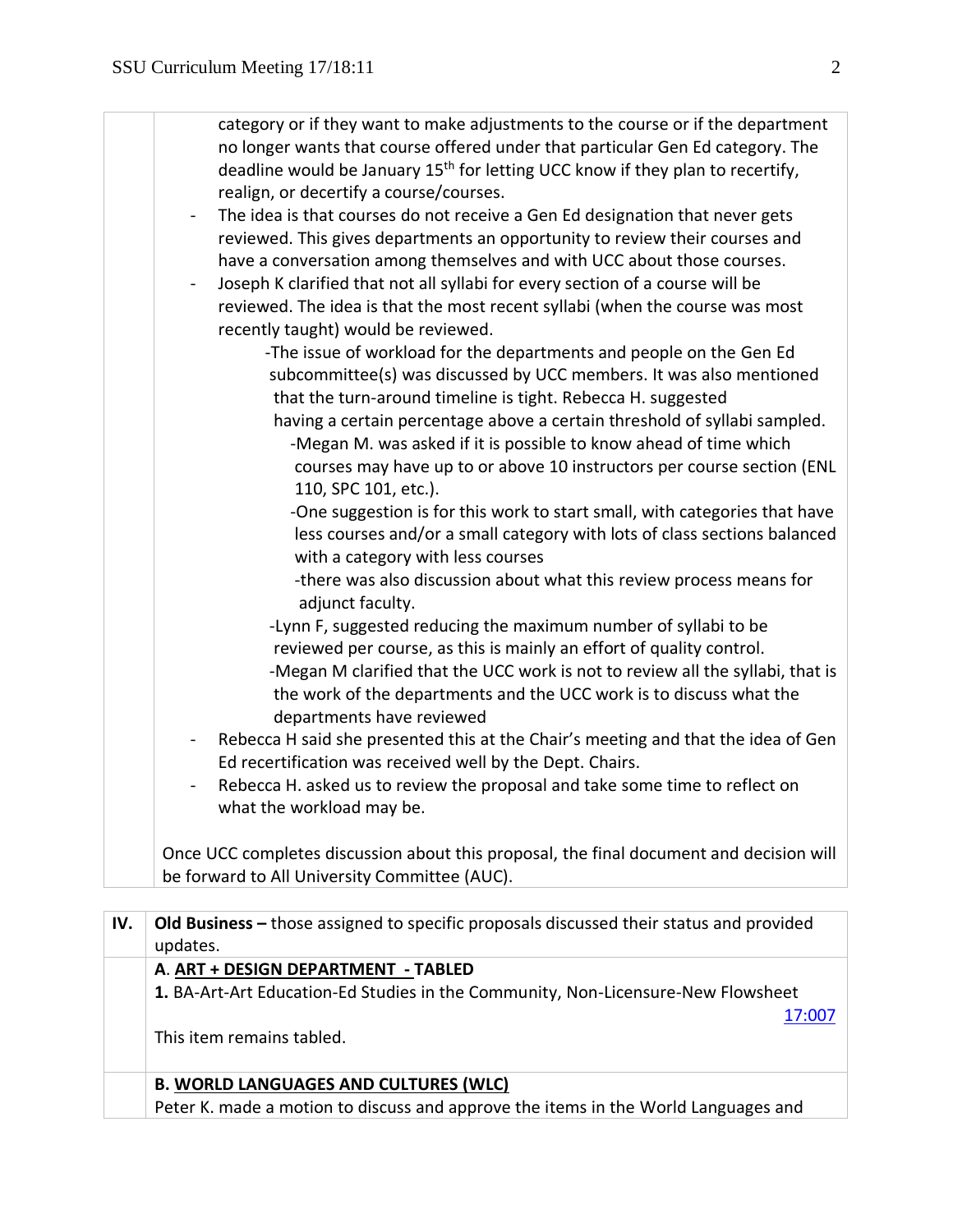category or if they want to make adjustments to the course or if the department no longer wants that course offered under that particular Gen Ed category. The deadline would be January 15th for letting UCC know if they plan to recertify, realign, or decertify a course/courses.

- The idea is that courses do not receive a Gen Ed designation that never gets reviewed. This gives departments an opportunity to review their courses and have a conversation among themselves and with UCC about those courses.
- Joseph K clarified that not all syllabi for every section of a course will be reviewed. The idea is that the most recent syllabi (when the course was most recently taught) would be reviewed.
  - -The issue of workload for the departments and people on the Gen Ed subcommittee(s) was discussed by UCC members. It was also mentioned that the turn-around timeline is tight. Rebecca H. suggested having a certain percentage above a certain threshold of syllabi sampled.
    - -Megan M. was asked if it is possible to know ahead of time which courses may have up to or above 10 instructors per course section (ENL 110, SPC 101, etc.).
    - -One suggestion is for this work to start small, with categories that have less courses and/or a small category with lots of class sections balanced with a category with less courses
    - -there was also discussion about what this review process means for adjunct faculty.
  - -Lynn F, suggested reducing the maximum number of syllabi to be reviewed per course, as this is mainly an effort of quality control.
  - -Megan M clarified that the UCC work is not to review all the syllabi, that is the work of the departments and the UCC work is to discuss what the departments have reviewed
- Rebecca H said she presented this at the Chair's meeting and that the idea of Gen Ed recertification was received well by the Dept. Chairs.
- Rebecca H. asked us to review the proposal and take some time to reflect on what the workload may be.

Once UCC completes discussion about this proposal, the final document and decision will be forward to All University Committee (AUC).

**IV. Old Business –** those assigned to specific proposals discussed their status and provided updates.

**A. ART + DESIGN DEPARTMENT - TABLED**

**1.** BA-Art-Art Education-Ed Studies in the Community, Non-Licensure-New Flowsheet 17:007

This item remains tabled.

**B. WORLD LANGUAGES AND CULTURES (WLC)**

Peter K. made a motion to discuss and approve the items in the World Languages and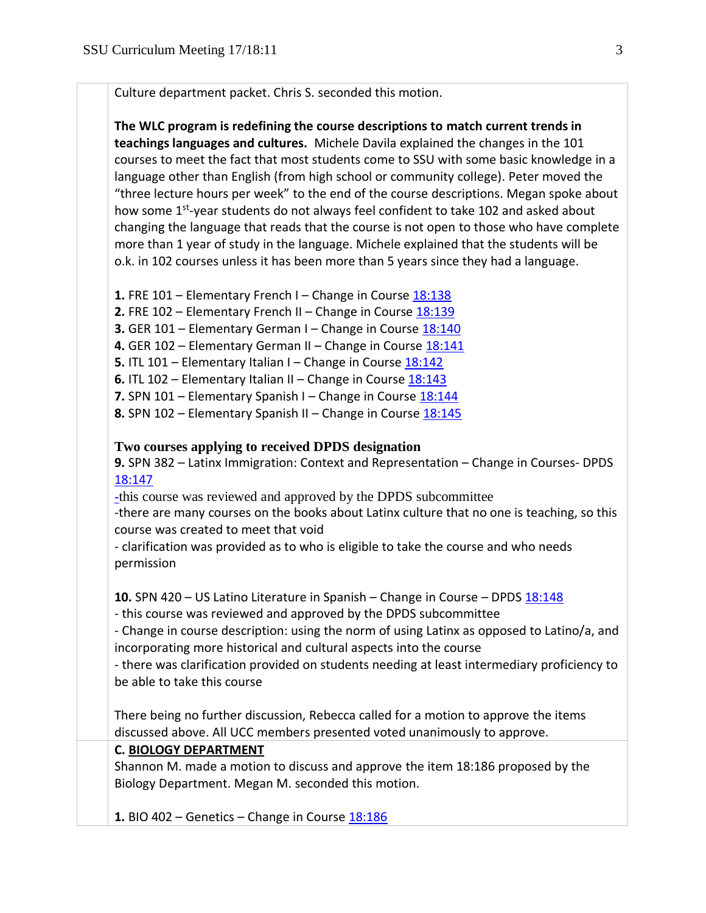Culture department packet. Chris S. seconded this motion.

**The WLC program is redefining the course descriptions to match current trends in teachings languages and cultures.** Michele Davila explained the changes in the 101 courses to meet the fact that most students come to SSU with some basic knowledge in a language other than English (from high school or community college). Peter moved the "three lecture hours per week" to the end of the course descriptions. Megan spoke about how some 1st-year students do not always feel confident to take 102 and asked about changing the language that reads that the course is not open to those who have complete more than 1 year of study in the language. Michele explained that the students will be o.k. in 102 courses unless it has been more than 5 years since they had a language.

**1.** FRE 101 – Elementary French I – Change in Course 18:138
**2.** FRE 102 – Elementary French II – Change in Course 18:139
**3.** GER 101 – Elementary German I – Change in Course 18:140
**4.** GER 102 – Elementary German II – Change in Course 18:141
**5.** ITL 101 – Elementary Italian I – Change in Course 18:142
**6.** ITL 102 – Elementary Italian II – Change in Course 18:143
**7.** SPN 101 – Elementary Spanish I – Change in Course 18:144
**8.** SPN 102 – Elementary Spanish II – Change in Course 18:145

**Two courses applying to received DPDS designation**

**9.** SPN 382 – Latinx Immigration: Context and Representation – Change in Courses- DPDS 18:147

-this course was reviewed and approved by the DPDS subcommittee
-there are many courses on the books about Latinx culture that no one is teaching, so this course was created to meet that void
- clarification was provided as to who is eligible to take the course and who needs permission

**10.** SPN 420 – US Latino Literature in Spanish – Change in Course – DPDS 18:148

- this course was reviewed and approved by the DPDS subcommittee
- Change in course description: using the norm of using Latinx as opposed to Latino/a, and incorporating more historical and cultural aspects into the course
- there was clarification provided on students needing at least intermediary proficiency to be able to take this course

There being no further discussion, Rebecca called for a motion to approve the items discussed above. All UCC members presented voted unanimously to approve.

**C. BIOLOGY DEPARTMENT**

Shannon M. made a motion to discuss and approve the item 18:186 proposed by the Biology Department. Megan M. seconded this motion.

**1.** BIO 402 – Genetics – Change in Course 18:186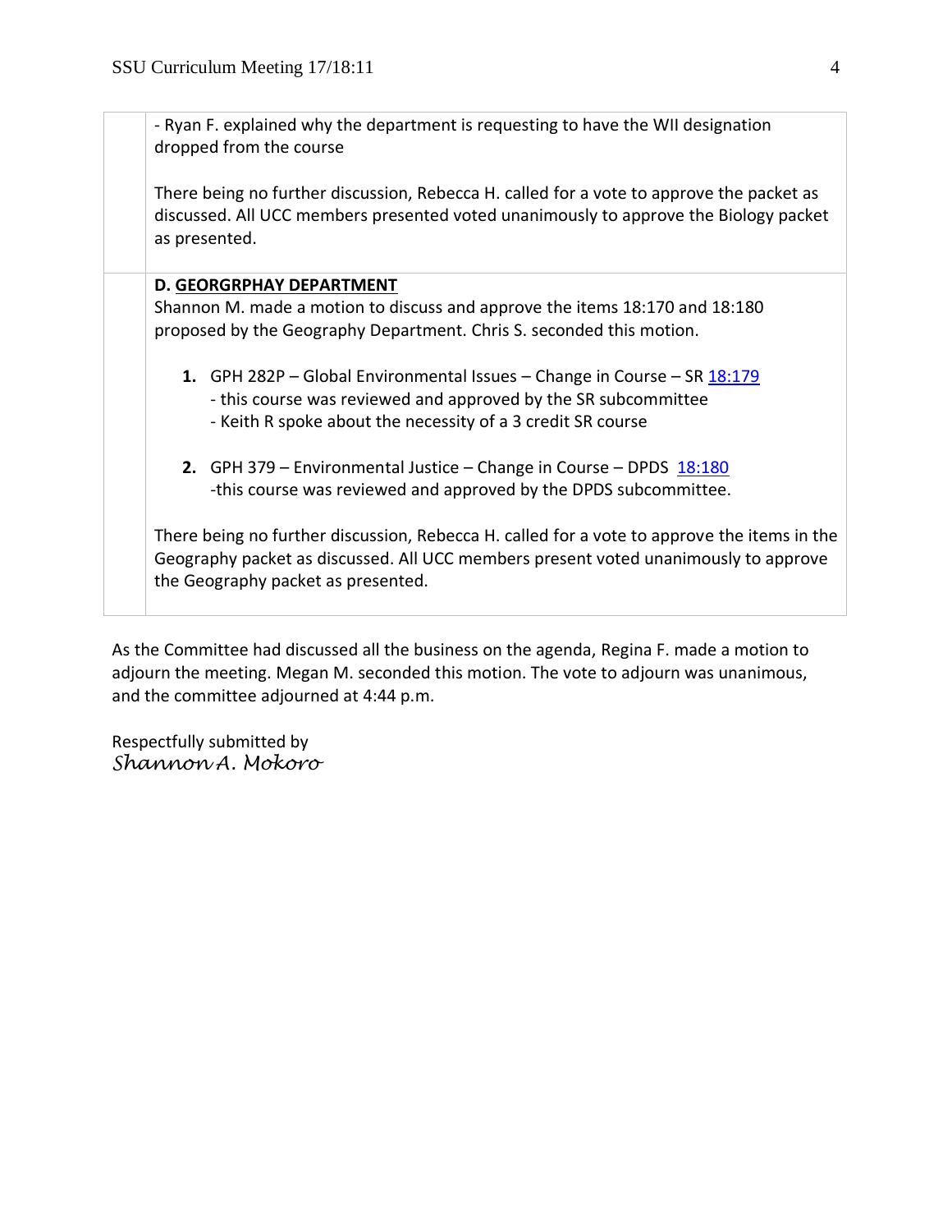- Ryan F. explained why the department is requesting to have the WII designation dropped from the course

There being no further discussion, Rebecca H. called for a vote to approve the packet as discussed. All UCC members presented voted unanimously to approve the Biology packet as presented.

**D. GEORGRPHAY DEPARTMENT**

Shannon M. made a motion to discuss and approve the items 18:170 and 18:180 proposed by the Geography Department. Chris S. seconded this motion.

1. GPH 282P – Global Environmental Issues – Change in Course – SR 18:179
   - this course was reviewed and approved by the SR subcommittee
   - Keith R spoke about the necessity of a 3 credit SR course

2. GPH 379 – Environmental Justice – Change in Course – DPDS 18:180
   -this course was reviewed and approved by the DPDS subcommittee.

There being no further discussion, Rebecca H. called for a vote to approve the items in the Geography packet as discussed. All UCC members present voted unanimously to approve the Geography packet as presented.

As the Committee had discussed all the business on the agenda, Regina F. made a motion to adjourn the meeting. Megan M. seconded this motion. The vote to adjourn was unanimous, and the committee adjourned at 4:44 p.m.

Respectfully submitted by
*Shannon A. Mokoro*